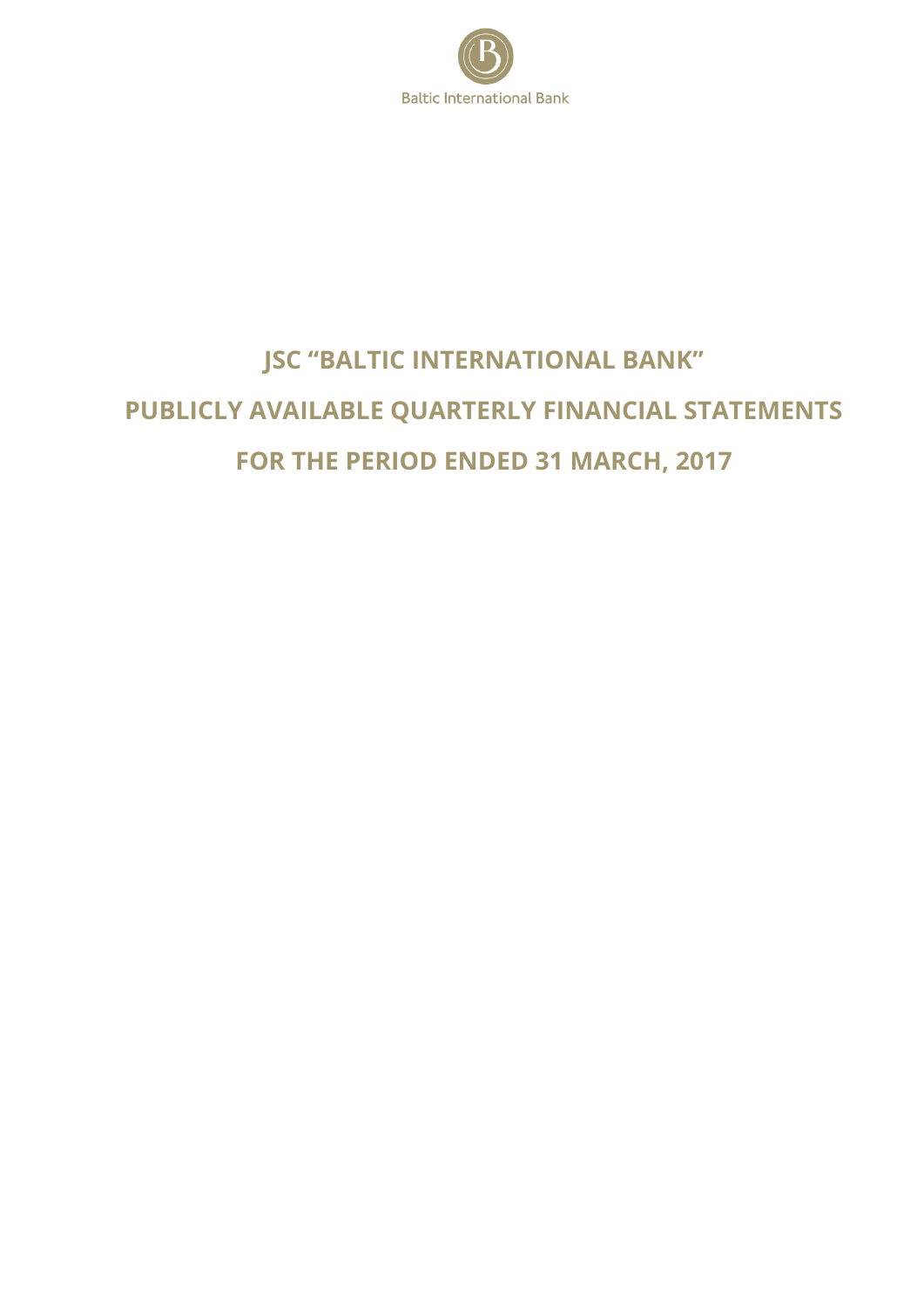Baltic International Bank

# JSC "BALTIC INTERNATIONAL BANK"

# PUBLICLY AVAILABLE QUARTERLY FINANCIAL STATEMENTS

# FOR THE PERIOD ENDED 31 MARCH, 2017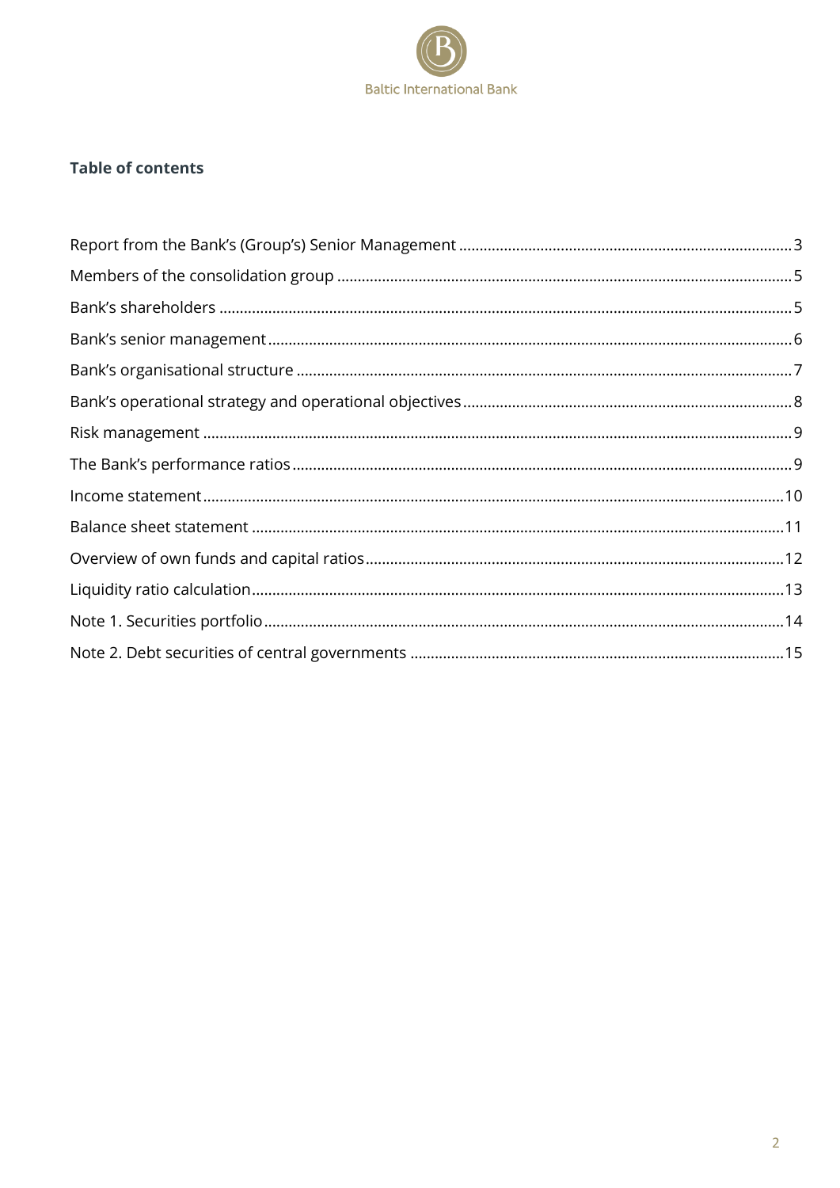## Table of contents

| | |
|---|---|
| Report from the Bank's (Group's) Senior Management | 3 |
| Members of the consolidation group | 5 |
| Bank's shareholders | 5 |
| Bank's senior management | 6 |
| Bank's organisational structure | 7 |
| Bank's operational strategy and operational objectives | 8 |
| Risk management | 9 |
| The Bank's performance ratios | 9 |
| Income statement | 10 |
| Balance sheet statement | 11 |
| Overview of own funds and capital ratios | 12 |
| Liquidity ratio calculation | 13 |
| Note 1. Securities portfolio | 14 |
| Note 2. Debt securities of central governments | 15 |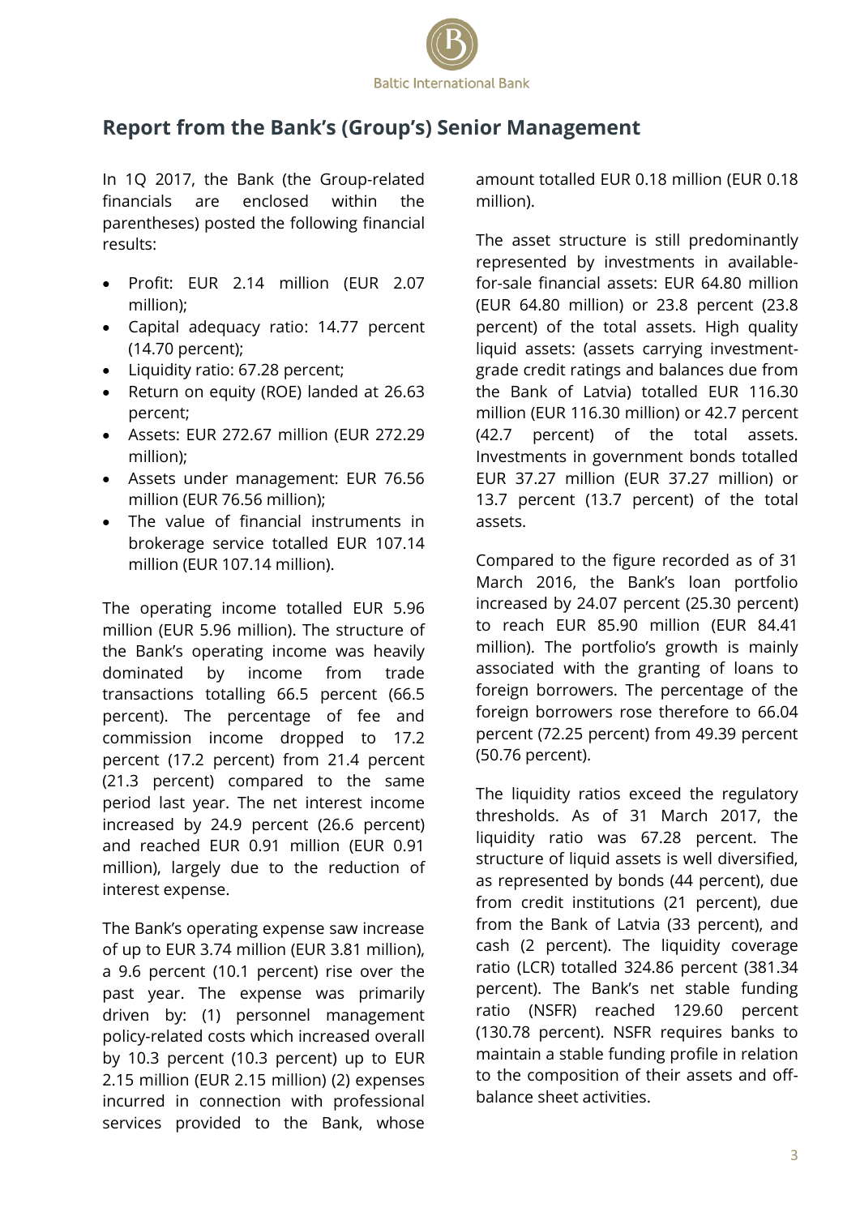## Report from the Bank's (Group's) Senior Management

In 1Q 2017, the Bank (the Group-related financials are enclosed within the parentheses) posted the following financial results:

- Profit: EUR 2.14 million (EUR 2.07 million);
- Capital adequacy ratio: 14.77 percent (14.70 percent);
- Liquidity ratio: 67.28 percent;
- Return on equity (ROE) landed at 26.63 percent;
- Assets: EUR 272.67 million (EUR 272.29 million);
- Assets under management: EUR 76.56 million (EUR 76.56 million);
- The value of financial instruments in brokerage service totalled EUR 107.14 million (EUR 107.14 million).

The operating income totalled EUR 5.96 million (EUR 5.96 million). The structure of the Bank's operating income was heavily dominated by income from trade transactions totalling 66.5 percent (66.5 percent). The percentage of fee and commission income dropped to 17.2 percent (17.2 percent) from 21.4 percent (21.3 percent) compared to the same period last year. The net interest income increased by 24.9 percent (26.6 percent) and reached EUR 0.91 million (EUR 0.91 million), largely due to the reduction of interest expense.

The Bank's operating expense saw increase of up to EUR 3.74 million (EUR 3.81 million), a 9.6 percent (10.1 percent) rise over the past year. The expense was primarily driven by: (1) personnel management policy-related costs which increased overall by 10.3 percent (10.3 percent) up to EUR 2.15 million (EUR 2.15 million) (2) expenses incurred in connection with professional services provided to the Bank, whose amount totalled EUR 0.18 million (EUR 0.18 million).

The asset structure is still predominantly represented by investments in available-for-sale financial assets: EUR 64.80 million (EUR 64.80 million) or 23.8 percent (23.8 percent) of the total assets. High quality liquid assets: (assets carrying investment-grade credit ratings and balances due from the Bank of Latvia) totalled EUR 116.30 million (EUR 116.30 million) or 42.7 percent (42.7 percent) of the total assets. Investments in government bonds totalled EUR 37.27 million (EUR 37.27 million) or 13.7 percent (13.7 percent) of the total assets.

Compared to the figure recorded as of 31 March 2016, the Bank's loan portfolio increased by 24.07 percent (25.30 percent) to reach EUR 85.90 million (EUR 84.41 million). The portfolio's growth is mainly associated with the granting of loans to foreign borrowers. The percentage of the foreign borrowers rose therefore to 66.04 percent (72.25 percent) from 49.39 percent (50.76 percent).

The liquidity ratios exceed the regulatory thresholds. As of 31 March 2017, the liquidity ratio was 67.28 percent. The structure of liquid assets is well diversified, as represented by bonds (44 percent), due from credit institutions (21 percent), due from the Bank of Latvia (33 percent), and cash (2 percent). The liquidity coverage ratio (LCR) totalled 324.86 percent (381.34 percent). The Bank's net stable funding ratio (NSFR) reached 129.60 percent (130.78 percent). NSFR requires banks to maintain a stable funding profile in relation to the composition of their assets and off-balance sheet activities.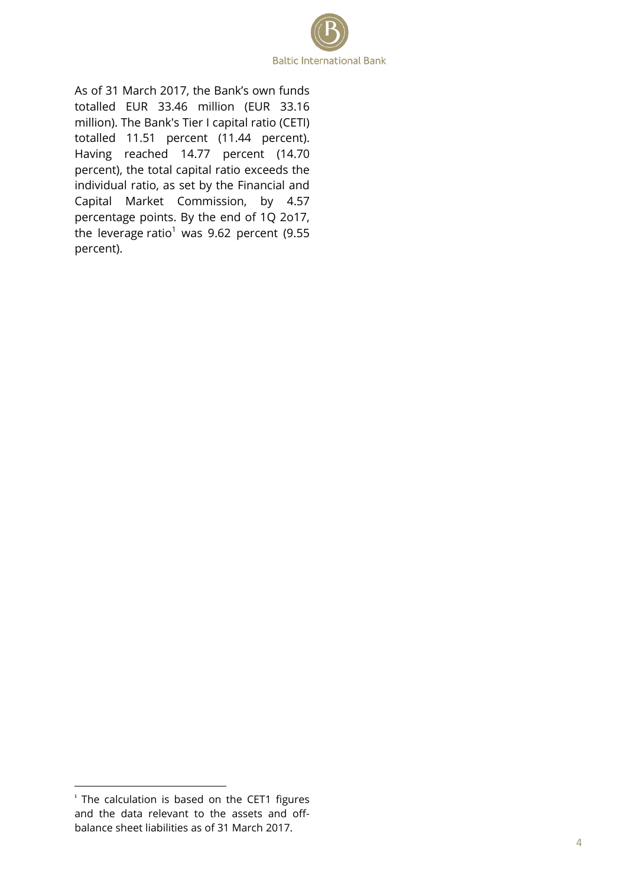As of 31 March 2017, the Bank's own funds totalled EUR 33.46 million (EUR 33.16 million). The Bank's Tier I capital ratio (CETI) totalled 11.51 percent (11.44 percent). Having reached 14.77 percent (14.70 percent), the total capital ratio exceeds the individual ratio, as set by the Financial and Capital Market Commission, by 4.57 percentage points. By the end of 1Q 2o17, the leverage ratio[1] was 9.62 percent (9.55 percent).

[1] The calculation is based on the CET1 figures and the data relevant to the assets and off-balance sheet liabilities as of 31 March 2017.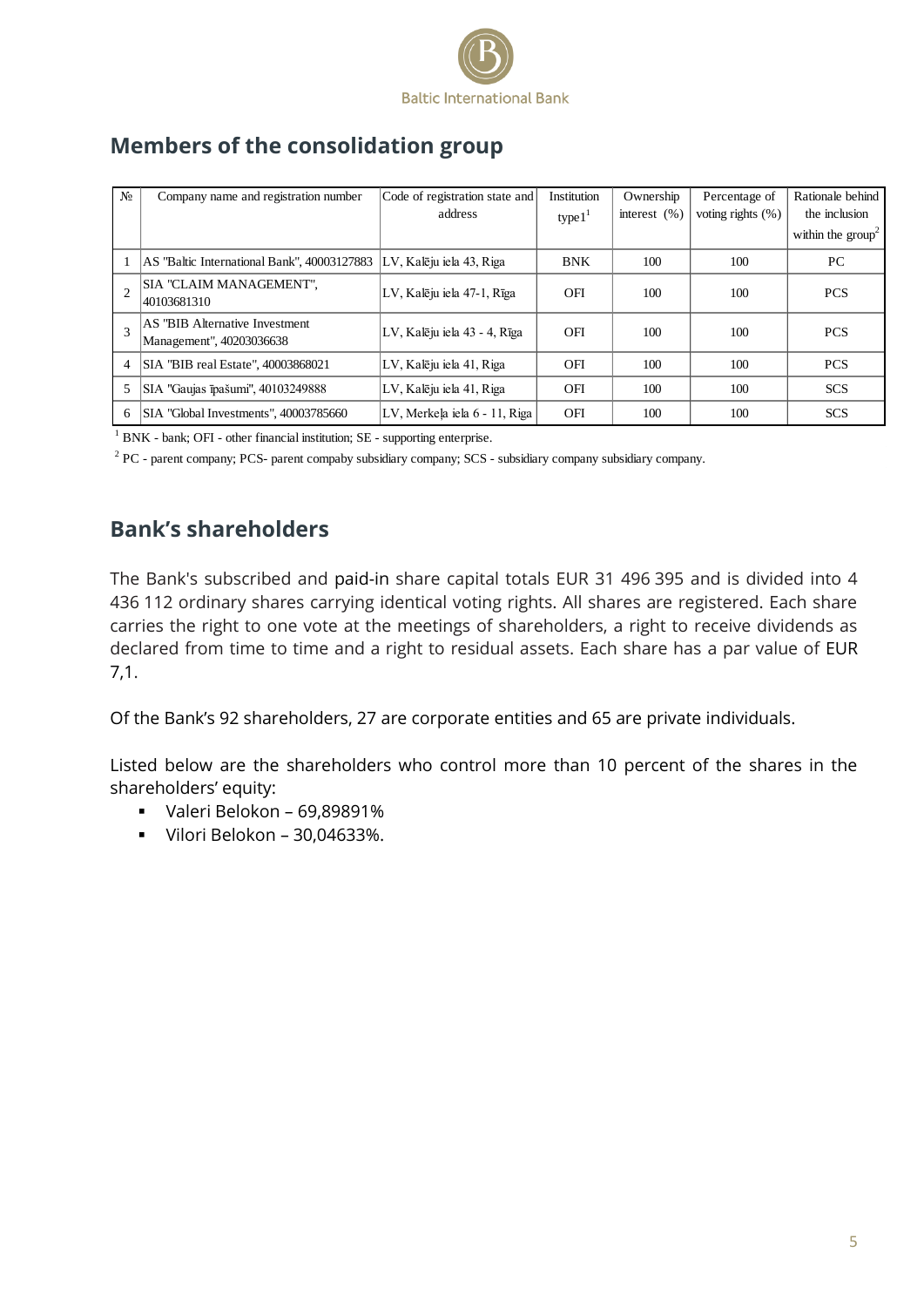## Members of the consolidation group

| № | Company name and registration number | Code of registration state and address | Institution type1[1] | Ownership interest (%) | Percentage of voting rights (%) | Rationale behind the inclusion within the group[2] |
|---|---|---|---|---|---|---|
| 1 | AS "Baltic International Bank", 40003127883 | LV, Kalēju iela 43, Riga | BNK | 100 | 100 | PC |
| 2 | SIA "CLAIM MANAGEMENT", 40103681310 | LV, Kalēju iela 47-1, Rīga | OFI | 100 | 100 | PCS |
| 3 | AS "BIB Alternative Investment Management", 40203036638 | LV, Kalēju iela 43 - 4, Rīga | OFI | 100 | 100 | PCS |
| 4 | SIA "BIB real Estate", 40003868021 | LV, Kalēju iela 41, Riga | OFI | 100 | 100 | PCS |
| 5 | SIA "Gaujas īpašumi", 40103249888 | LV, Kalēju iela 41, Riga | OFI | 100 | 100 | SCS |
| 6 | SIA "Global Investments", 40003785660 | LV, Merkeļa iela 6 - 11, Riga | OFI | 100 | 100 | SCS |

[1] BNK - bank; OFI - other financial institution; SE - supporting enterprise.

[2] PC - parent company; PCS- parent compaby subsidiary company; SCS - subsidiary company subsidiary company.

## Bank's shareholders

The Bank's subscribed and paid-in share capital totals EUR 31 496 395 and is divided into 4 436 112 ordinary shares carrying identical voting rights. All shares are registered. Each share carries the right to one vote at the meetings of shareholders, a right to receive dividends as declared from time to time and a right to residual assets. Each share has a par value of EUR 7,1.

Of the Bank's 92 shareholders, 27 are corporate entities and 65 are private individuals.

Listed below are the shareholders who control more than 10 percent of the shares in the shareholders' equity:

- Valeri Belokon – 69,89891%
- Vilori Belokon – 30,04633%.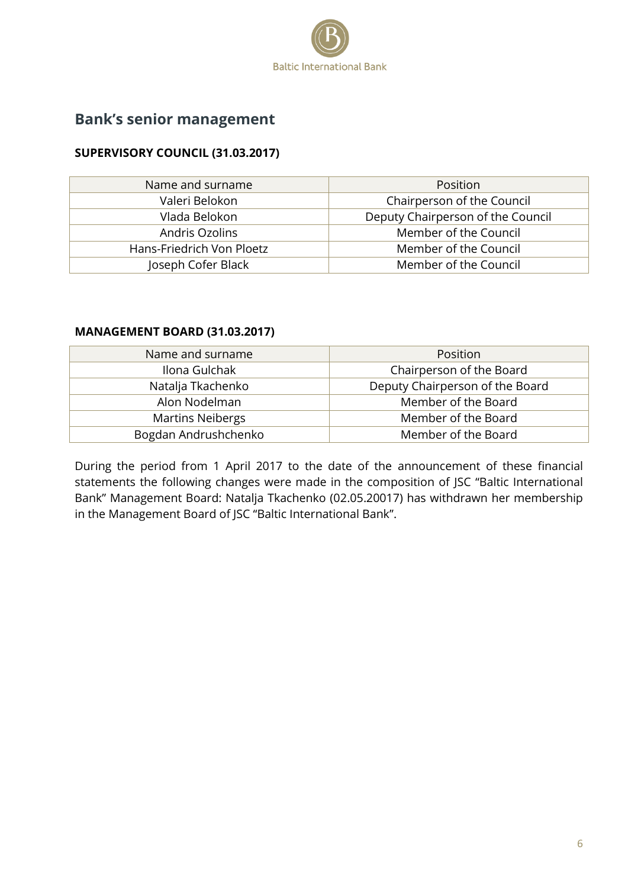## Bank's senior management

**SUPERVISORY COUNCIL (31.03.2017)**

| Name and surname | Position |
|---|---|
| Valeri Belokon | Chairperson of the Council |
| Vlada Belokon | Deputy Chairperson of the Council |
| Andris Ozolins | Member of the Council |
| Hans-Friedrich Von Ploetz | Member of the Council |
| Joseph Cofer Black | Member of the Council |

**MANAGEMENT BOARD (31.03.2017)**

| Name and surname | Position |
|---|---|
| Ilona Gulchak | Chairperson of the Board |
| Natalja Tkachenko | Deputy Chairperson of the Board |
| Alon Nodelman | Member of the Board |
| Martins Neibergs | Member of the Board |
| Bogdan Andrushchenko | Member of the Board |

During the period from 1 April 2017 to the date of the announcement of these financial statements the following changes were made in the composition of JSC "Baltic International Bank" Management Board: Natalja Tkachenko (02.05.20017) has withdrawn her membership in the Management Board of JSC "Baltic International Bank".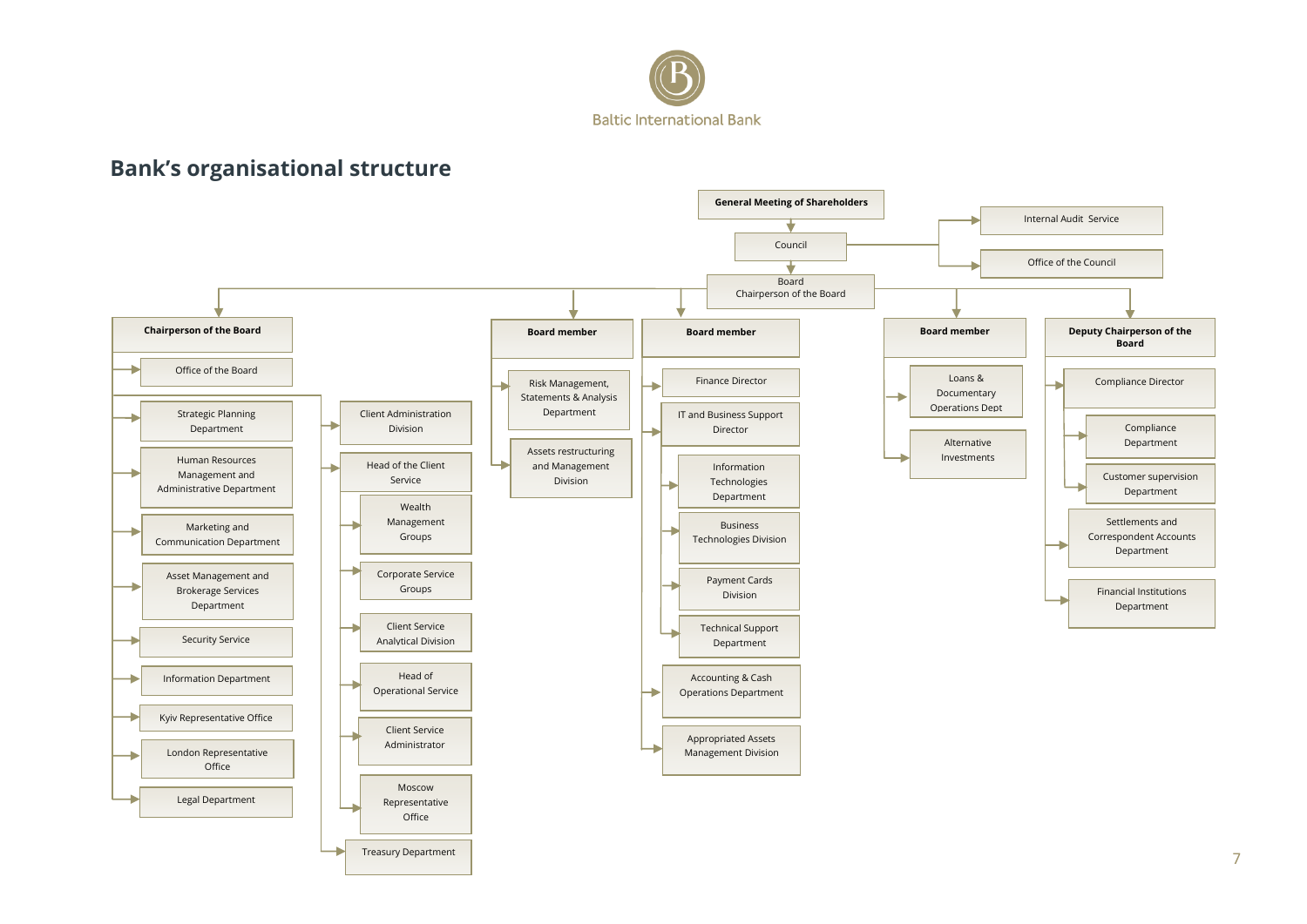Baltic International Bank

## Bank's organisational structure

- **General Meeting of Shareholders**
  - Council
    - Internal Audit Service
    - Office of the Council
    - Board — Chairperson of the Board
      - **Chairperson of the Board**
        - Office of the Board
        - Strategic Planning Department
        - Human Resources Management and Administrative Department
        - Marketing and Communication Department
        - Asset Management and Brokerage Services Department
        - Security Service
        - Information Department
        - Kyiv Representative Office
        - London Representative Office
        - Legal Department
        - Client Administration Division
        - Head of the Client Service
          - Wealth Management Groups
          - Corporate Service Groups
          - Client Service Analytical Division
          - Head of Operational Service
          - Client Service Administrator
          - Moscow Representative Office
        - Treasury Department
      - **Board member**
        - Risk Management, Statements & Analysis Department
        - Assets restructuring and Management Division
      - **Board member**
        - Finance Director
        - IT and Business Support Director
          - Information Technologies Department
          - Business Technologies Division
          - Payment Cards Division
          - Technical Support Department
        - Accounting & Cash Operations Department
        - Appropriated Assets Management Division
      - **Board member**
        - Loans & Documentary Operations Dept
        - Alternative Investments
      - **Deputy Chairperson of the Board**
        - Compliance Director
          - Compliance Department
          - Customer supervision Department
        - Settlements and Correspondent Accounts Department
        - Financial Institutions Department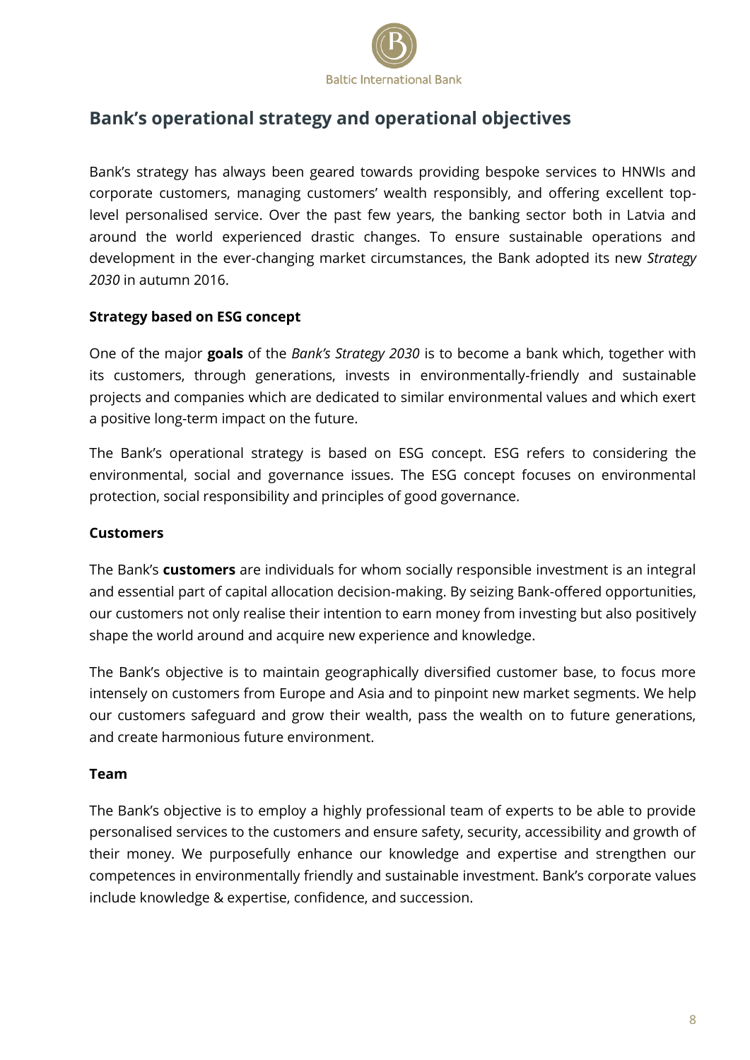## Bank's operational strategy and operational objectives

Bank's strategy has always been geared towards providing bespoke services to HNWIs and corporate customers, managing customers' wealth responsibly, and offering excellent top-level personalised service. Over the past few years, the banking sector both in Latvia and around the world experienced drastic changes. To ensure sustainable operations and development in the ever-changing market circumstances, the Bank adopted its new *Strategy 2030* in autumn 2016.

**Strategy based on ESG concept**

One of the major **goals** of the *Bank's Strategy 2030* is to become a bank which, together with its customers, through generations, invests in environmentally-friendly and sustainable projects and companies which are dedicated to similar environmental values and which exert a positive long-term impact on the future.

The Bank's operational strategy is based on ESG concept. ESG refers to considering the environmental, social and governance issues. The ESG concept focuses on environmental protection, social responsibility and principles of good governance.

**Customers**

The Bank's **customers** are individuals for whom socially responsible investment is an integral and essential part of capital allocation decision-making. By seizing Bank-offered opportunities, our customers not only realise their intention to earn money from investing but also positively shape the world around and acquire new experience and knowledge.

The Bank's objective is to maintain geographically diversified customer base, to focus more intensely on customers from Europe and Asia and to pinpoint new market segments. We help our customers safeguard and grow their wealth, pass the wealth on to future generations, and create harmonious future environment.

**Team**

The Bank's objective is to employ a highly professional team of experts to be able to provide personalised services to the customers and ensure safety, security, accessibility and growth of their money. We purposefully enhance our knowledge and expertise and strengthen our competences in environmentally friendly and sustainable investment. Bank's corporate values include knowledge & expertise, confidence, and succession.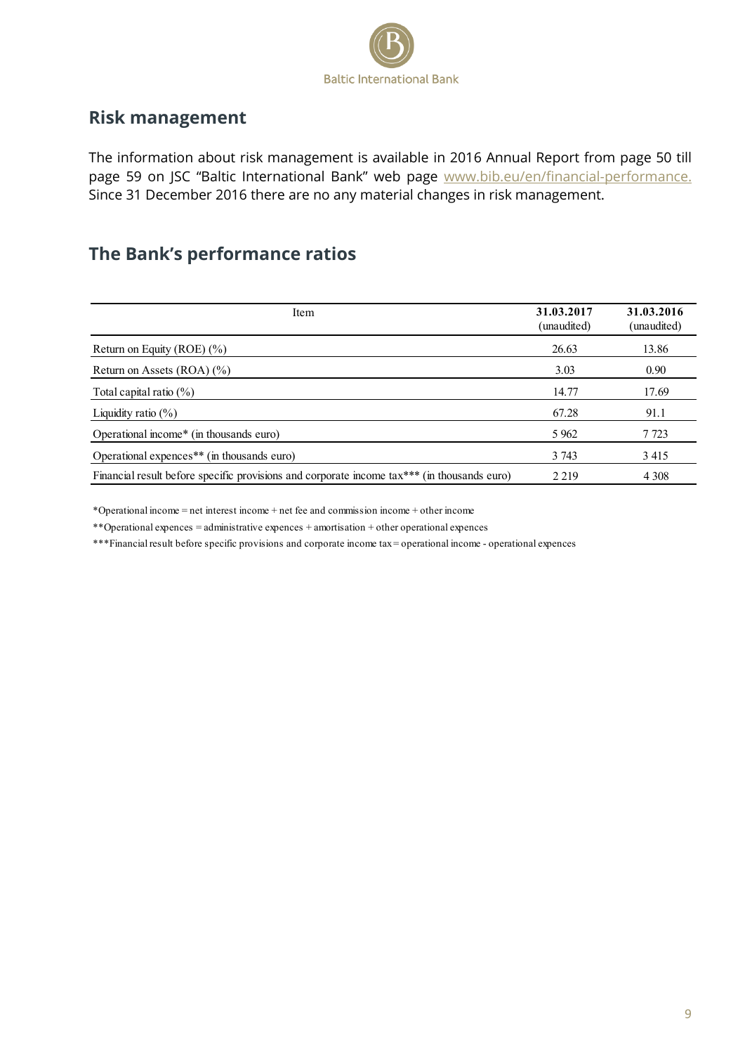## Risk management

The information about risk management is available in 2016 Annual Report from page 50 till page 59 on JSC "Baltic International Bank" web page www.bib.eu/en/financial-performance. Since 31 December 2016 there are no any material changes in risk management.

## The Bank's performance ratios

| Item | **31.03.2017** (unaudited) | **31.03.2016** (unaudited) |
|---|---|---|
| Return on Equity (ROE) (%) | 26.63 | 13.86 |
| Return on Assets (ROA) (%) | 3.03 | 0.90 |
| Total capital ratio (%) | 14.77 | 17.69 |
| Liquidity ratio (%) | 67.28 | 91.1 |
| Operational income* (in thousands euro) | 5 962 | 7 723 |
| Operational expences** (in thousands euro) | 3 743 | 3 415 |
| Financial result before specific provisions and corporate income tax*** (in thousands euro) | 2 219 | 4 308 |

*Operational income = net interest income + net fee and commission income + other income

**Operational expences = administrative expences + amortisation + other operational expences

***Financial result before specific provisions and corporate income tax = operational income - operational expences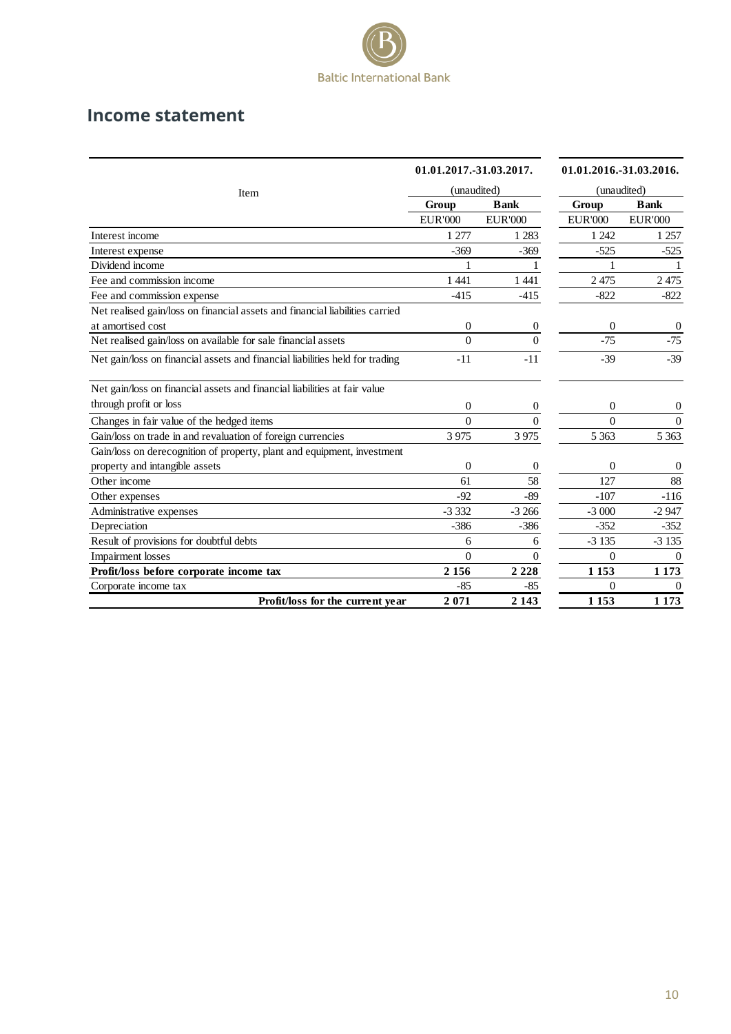## Income statement

| Item | 01.01.2017.-31.03.2017. (unaudited) | | 01.01.2016.-31.03.2016. (unaudited) | |
|---|---|---|---|---|
| | Group | Bank | Group | Bank |
| | EUR'000 | EUR'000 | EUR'000 | EUR'000 |
| Interest income | 1 277 | 1 283 | 1 242 | 1 257 |
| Interest expense | -369 | -369 | -525 | -525 |
| Dividend income | 1 | 1 | 1 | 1 |
| Fee and commission income | 1 441 | 1 441 | 2 475 | 2 475 |
| Fee and commission expense | -415 | -415 | -822 | -822 |
| Net realised gain/loss on financial assets and financial liabilities carried at amortised cost | 0 | 0 | 0 | 0 |
| Net realised gain/loss on available for sale financial assets | 0 | 0 | -75 | -75 |
| Net gain/loss on financial assets and financial liabilities held for trading | -11 | -11 | -39 | -39 |
| Net gain/loss on financial assets and financial liabilities at fair value through profit or loss | 0 | 0 | 0 | 0 |
| Changes in fair value of the hedged items | 0 | 0 | 0 | 0 |
| Gain/loss on trade in and revaluation of foreign currencies | 3 975 | 3 975 | 5 363 | 5 363 |
| Gain/loss on derecognition of property, plant and equipment, investment property and intangible assets | 0 | 0 | 0 | 0 |
| Other income | 61 | 58 | 127 | 88 |
| Other expenses | -92 | -89 | -107 | -116 |
| Administrative expenses | -3 332 | -3 266 | -3 000 | -2 947 |
| Depreciation | -386 | -386 | -352 | -352 |
| Result of provisions for doubtful debts | 6 | 6 | -3 135 | -3 135 |
| Impairment losses | 0 | 0 | 0 | 0 |
| **Profit/loss before corporate income tax** | **2 156** | **2 228** | **1 153** | **1 173** |
| Corporate income tax | -85 | -85 | 0 | 0 |
| **Profit/loss for the current year** | **2 071** | **2 143** | **1 153** | **1 173** |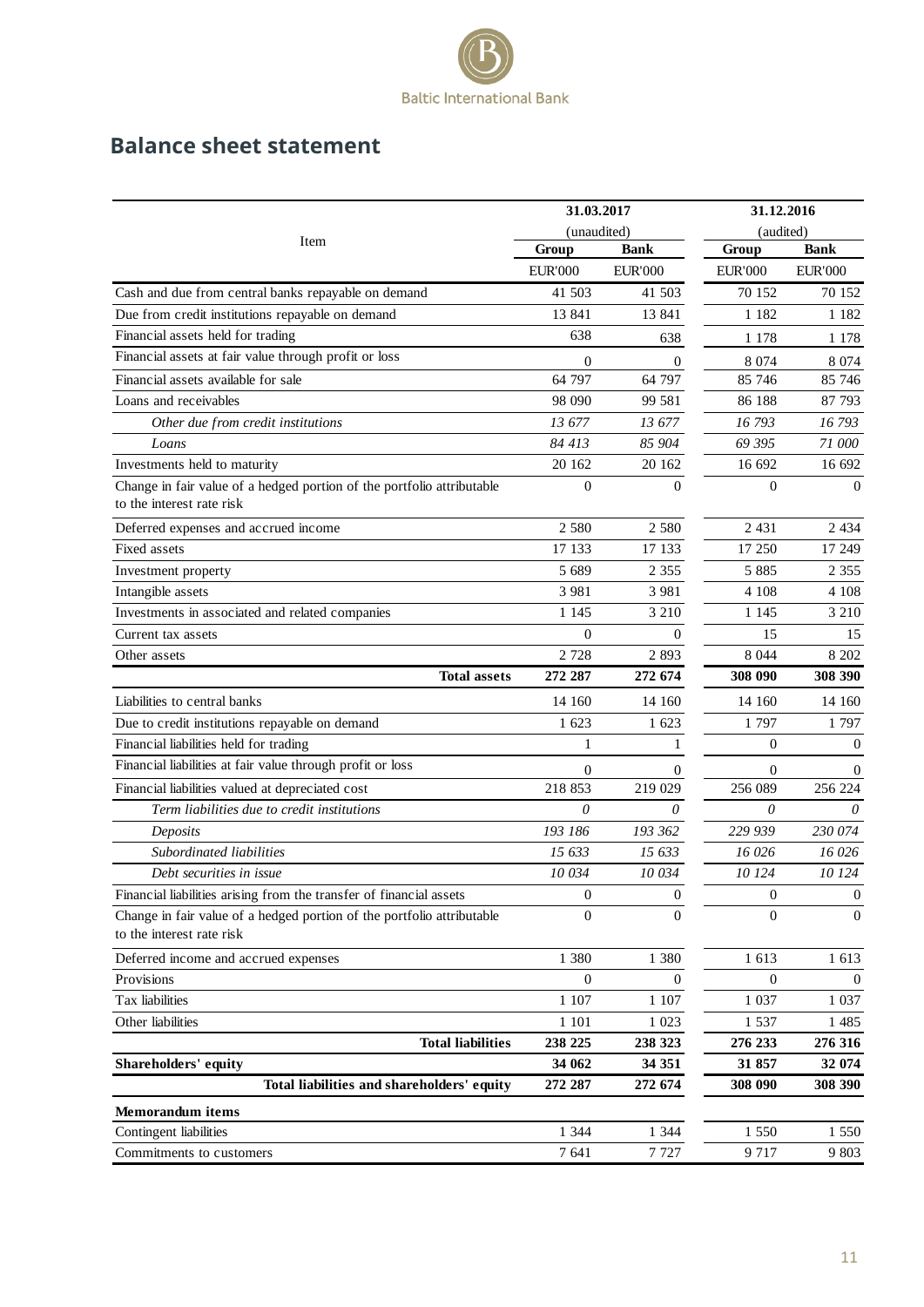## Balance sheet statement

| Item | 31.03.2017 (unaudited) | | 31.12.2016 (audited) | |
|---|---|---|---|---|
| | Group | Bank | Group | Bank |
| | EUR'000 | EUR'000 | EUR'000 | EUR'000 |
| Cash and due from central banks repayable on demand | 41 503 | 41 503 | 70 152 | 70 152 |
| Due from credit institutions repayable on demand | 13 841 | 13 841 | 1 182 | 1 182 |
| Financial assets held for trading | 638 | 638 | 1 178 | 1 178 |
| Financial assets at fair value through profit or loss | 0 | 0 | 8 074 | 8 074 |
| Financial assets available for sale | 64 797 | 64 797 | 85 746 | 85 746 |
| Loans and receivables | 98 090 | 99 581 | 86 188 | 87 793 |
| *Other due from credit institutions* | *13 677* | *13 677* | *16 793* | *16 793* |
| *Loans* | *84 413* | *85 904* | *69 395* | *71 000* |
| Investments held to maturity | 20 162 | 20 162 | 16 692 | 16 692 |
| Change in fair value of a hedged portion of the portfolio attributable to the interest rate risk | 0 | 0 | 0 | 0 |
| Deferred expenses and accrued income | 2 580 | 2 580 | 2 431 | 2 434 |
| Fixed assets | 17 133 | 17 133 | 17 250 | 17 249 |
| Investment property | 5 689 | 2 355 | 5 885 | 2 355 |
| Intangible assets | 3 981 | 3 981 | 4 108 | 4 108 |
| Investments in associated and related companies | 1 145 | 3 210 | 1 145 | 3 210 |
| Current tax assets | 0 | 0 | 15 | 15 |
| Other assets | 2 728 | 2 893 | 8 044 | 8 202 |
| **Total assets** | **272 287** | **272 674** | **308 090** | **308 390** |
| Liabilities to central banks | 14 160 | 14 160 | 14 160 | 14 160 |
| Due to credit institutions repayable on demand | 1 623 | 1 623 | 1 797 | 1 797 |
| Financial liabilities held for trading | 1 | 1 | 0 | 0 |
| Financial liabilities at fair value through profit or loss | 0 | 0 | 0 | 0 |
| Financial liabilities valued at depreciated cost | 218 853 | 219 029 | 256 089 | 256 224 |
| *Term liabilities due to credit institutions* | *0* | *0* | *0* | *0* |
| *Deposits* | *193 186* | *193 362* | *229 939* | *230 074* |
| *Subordinated liabilities* | *15 633* | *15 633* | *16 026* | *16 026* |
| *Debt securities in issue* | *10 034* | *10 034* | *10 124* | *10 124* |
| Financial liabilities arising from the transfer of financial assets | 0 | 0 | 0 | 0 |
| Change in fair value of a hedged portion of the portfolio attributable to the interest rate risk | 0 | 0 | 0 | 0 |
| Deferred income and accrued expenses | 1 380 | 1 380 | 1 613 | 1 613 |
| Provisions | 0 | 0 | 0 | 0 |
| Tax liabilities | 1 107 | 1 107 | 1 037 | 1 037 |
| Other liabilities | 1 101 | 1 023 | 1 537 | 1 485 |
| **Total liabilities** | **238 225** | **238 323** | **276 233** | **276 316** |
| **Shareholders' equity** | **34 062** | **34 351** | **31 857** | **32 074** |
| **Total liabilities and shareholders' equity** | **272 287** | **272 674** | **308 090** | **308 390** |
| **Memorandum items** | | | | |
| Contingent liabilities | 1 344 | 1 344 | 1 550 | 1 550 |
| Commitments to customers | 7 641 | 7 727 | 9 717 | 9 803 |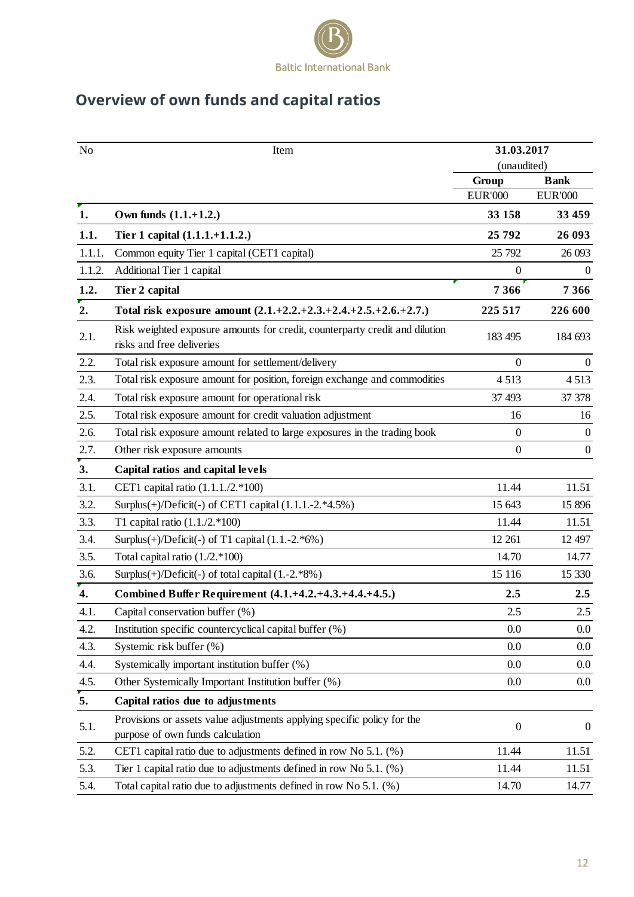Baltic International Bank

## Overview of own funds and capital ratios

| No | Item | 31.03.2017 (unaudited) | |
|---|---|---|---|
| | | Group | Bank |
| | | EUR'000 | EUR'000 |
| **1.** | **Own funds (1.1.+1.2.)** | **33 158** | **33 459** |
| **1.1.** | **Tier 1 capital (1.1.1.+1.1.2.)** | **25 792** | **26 093** |
| 1.1.1. | Common equity Tier 1 capital (CET1 capital) | 25 792 | 26 093 |
| 1.1.2. | Additional Tier 1 capital | 0 | 0 |
| **1.2.** | **Tier 2 capital** | **7 366** | **7 366** |
| **2.** | **Total risk exposure amount (2.1.+2.2.+2.3.+2.4.+2.5.+2.6.+2.7.)** | **225 517** | **226 600** |
| 2.1. | Risk weighted exposure amounts for credit, counterparty credit and dilution risks and free deliveries | 183 495 | 184 693 |
| 2.2. | Total risk exposure amount for settlement/delivery | 0 | 0 |
| 2.3. | Total risk exposure amount for position, foreign exchange and commodities | 4 513 | 4 513 |
| 2.4. | Total risk exposure amount for operational risk | 37 493 | 37 378 |
| 2.5. | Total risk exposure amount for credit valuation adjustment | 16 | 16 |
| 2.6. | Total risk exposure amount related to large exposures in the trading book | 0 | 0 |
| 2.7. | Other risk exposure amounts | 0 | 0 |
| **3.** | **Capital ratios and capital levels** | | |
| 3.1. | CET1 capital ratio (1.1.1./2.*100) | 11.44 | 11.51 |
| 3.2. | Surplus(+)/Deficit(-) of CET1 capital (1.1.1.-2.*4.5%) | 15 643 | 15 896 |
| 3.3. | T1 capital ratio (1.1./2.*100) | 11.44 | 11.51 |
| 3.4. | Surplus(+)/Deficit(-) of T1 capital (1.1.-2.*6%) | 12 261 | 12 497 |
| 3.5. | Total capital ratio (1./2.*100) | 14.70 | 14.77 |
| 3.6. | Surplus(+)/Deficit(-) of total capital (1.-2.*8%) | 15 116 | 15 330 |
| **4.** | **Combined Buffer Requirement (4.1.+4.2.+4.3.+4.4.+4.5.)** | **2.5** | **2.5** |
| 4.1. | Capital conservation buffer (%) | 2.5 | 2.5 |
| 4.2. | Institution specific countercyclical capital buffer (%) | 0.0 | 0.0 |
| 4.3. | Systemic risk buffer (%) | 0.0 | 0.0 |
| 4.4. | Systemically important institution buffer (%) | 0.0 | 0.0 |
| 4.5. | Other Systemically Important Institution buffer (%) | 0.0 | 0.0 |
| **5.** | **Capital ratios due to adjustments** | | |
| 5.1. | Provisions or assets value adjustments applying specific policy for the purpose of own funds calculation | 0 | 0 |
| 5.2. | CET1 capital ratio due to adjustments defined in row No 5.1. (%) | 11.44 | 11.51 |
| 5.3. | Tier 1 capital ratio due to adjustments defined in row No 5.1. (%) | 11.44 | 11.51 |
| 5.4. | Total capital ratio due to adjustments defined in row No 5.1. (%) | 14.70 | 14.77 |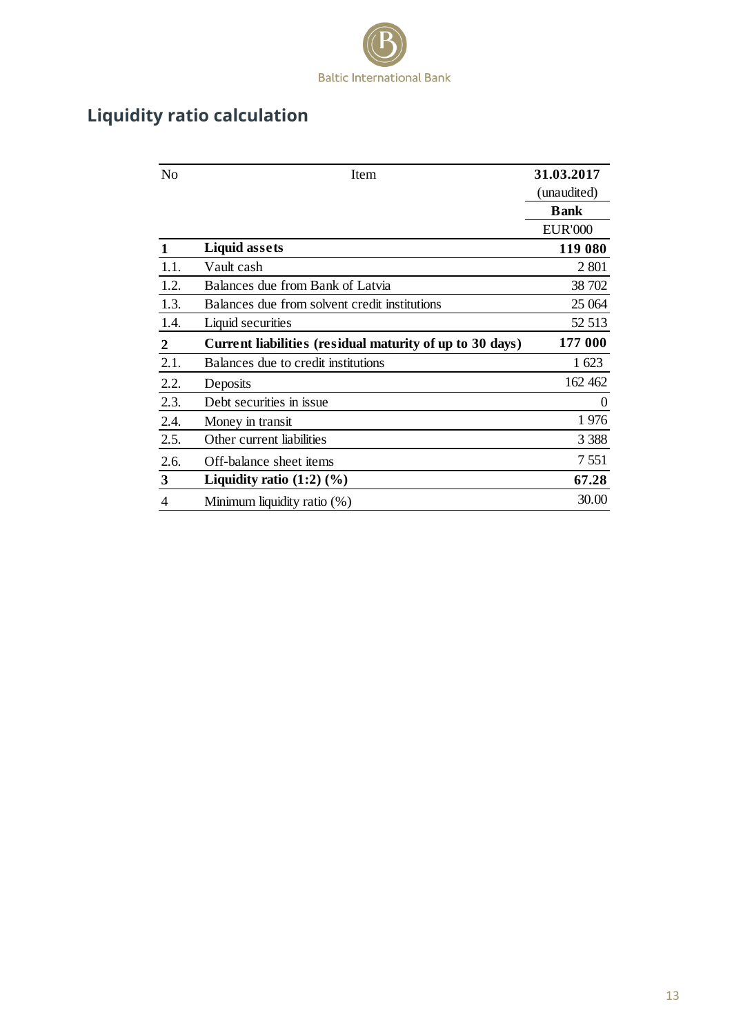## Liquidity ratio calculation

| No | Item | 31.03.2017 |
|---|---|---|
| | | (unaudited) |
| | | **Bank** |
| | | EUR'000 |
| **1** | **Liquid assets** | **119 080** |
| 1.1. | Vault cash | 2 801 |
| 1.2. | Balances due from Bank of Latvia | 38 702 |
| 1.3. | Balances due from solvent credit institutions | 25 064 |
| 1.4. | Liquid securities | 52 513 |
| **2** | **Current liabilities (residual maturity of up to 30 days)** | **177 000** |
| 2.1. | Balances due to credit institutions | 1 623 |
| 2.2. | Deposits | 162 462 |
| 2.3. | Debt securities in issue | 0 |
| 2.4. | Money in transit | 1 976 |
| 2.5. | Other current liabilities | 3 388 |
| 2.6. | Off-balance sheet items | 7 551 |
| **3** | **Liquidity ratio (1:2) (%)** | **67.28** |
| 4 | Minimum liquidity ratio (%) | 30.00 |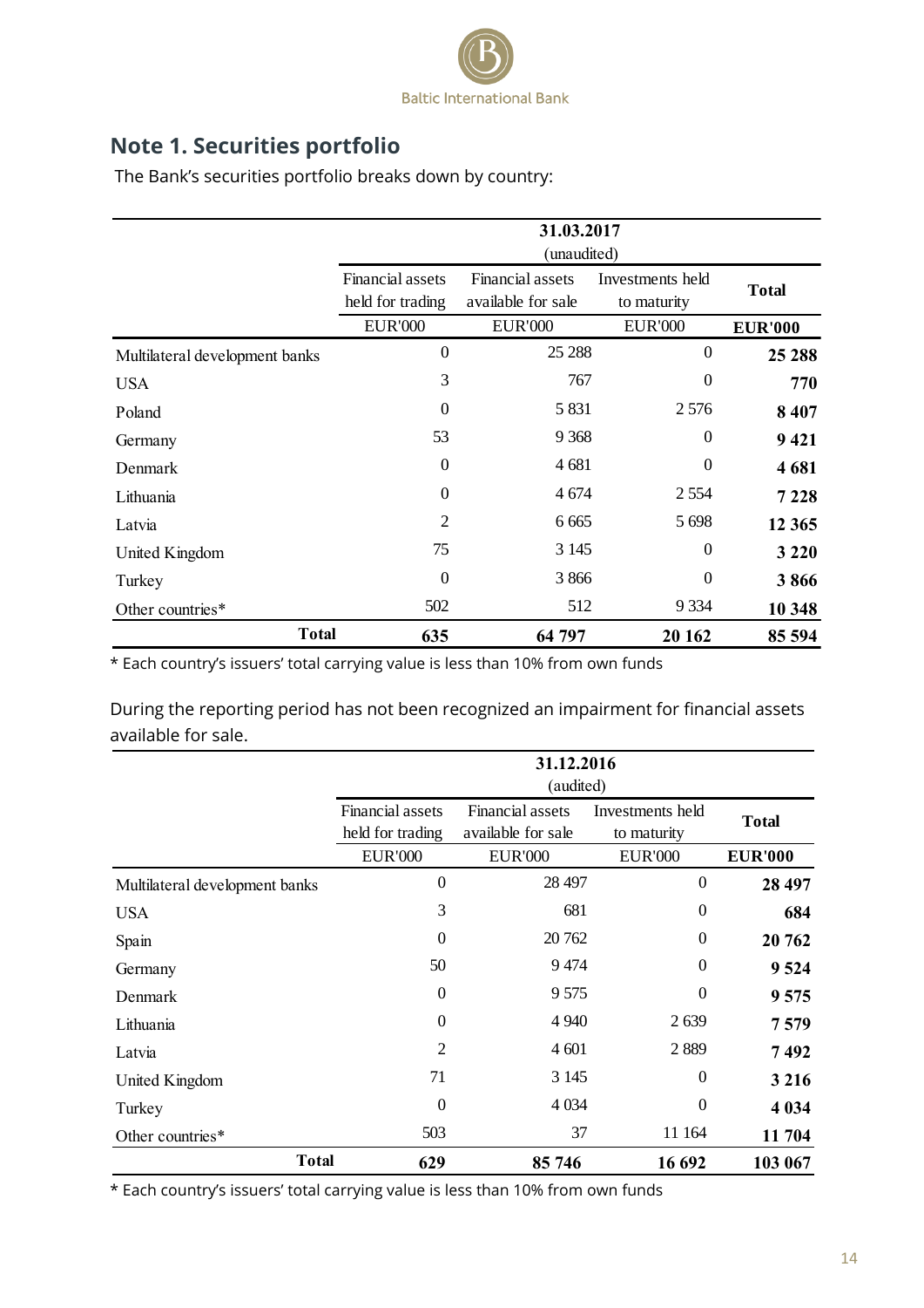## Note 1. Securities portfolio

The Bank's securities portfolio breaks down by country:

| | 31.03.2017 (unaudited) | | | |
|---|---|---|---|---|
| | Financial assets held for trading | Financial assets available for sale | Investments held to maturity | **Total** |
| | EUR'000 | EUR'000 | EUR'000 | **EUR'000** |
| Multilateral development banks | 0 | 25 288 | 0 | **25 288** |
| USA | 3 | 767 | 0 | **770** |
| Poland | 0 | 5 831 | 2 576 | **8 407** |
| Germany | 53 | 9 368 | 0 | **9 421** |
| Denmark | 0 | 4 681 | 0 | **4 681** |
| Lithuania | 0 | 4 674 | 2 554 | **7 228** |
| Latvia | 2 | 6 665 | 5 698 | **12 365** |
| United Kingdom | 75 | 3 145 | 0 | **3 220** |
| Turkey | 0 | 3 866 | 0 | **3 866** |
| Other countries* | 502 | 512 | 9 334 | **10 348** |
| **Total** | **635** | **64 797** | **20 162** | **85 594** |

\* Each country's issuers' total carrying value is less than 10% from own funds

During the reporting period has not been recognized an impairment for financial assets available for sale.

| | 31.12.2016 (audited) | | | |
|---|---|---|---|---|
| | Financial assets held for trading | Financial assets available for sale | Investments held to maturity | **Total** |
| | EUR'000 | EUR'000 | EUR'000 | **EUR'000** |
| Multilateral development banks | 0 | 28 497 | 0 | **28 497** |
| USA | 3 | 681 | 0 | **684** |
| Spain | 0 | 20 762 | 0 | **20 762** |
| Germany | 50 | 9 474 | 0 | **9 524** |
| Denmark | 0 | 9 575 | 0 | **9 575** |
| Lithuania | 0 | 4 940 | 2 639 | **7 579** |
| Latvia | 2 | 4 601 | 2 889 | **7 492** |
| United Kingdom | 71 | 3 145 | 0 | **3 216** |
| Turkey | 0 | 4 034 | 0 | **4 034** |
| Other countries* | 503 | 37 | 11 164 | **11 704** |
| **Total** | **629** | **85 746** | **16 692** | **103 067** |

\* Each country's issuers' total carrying value is less than 10% from own funds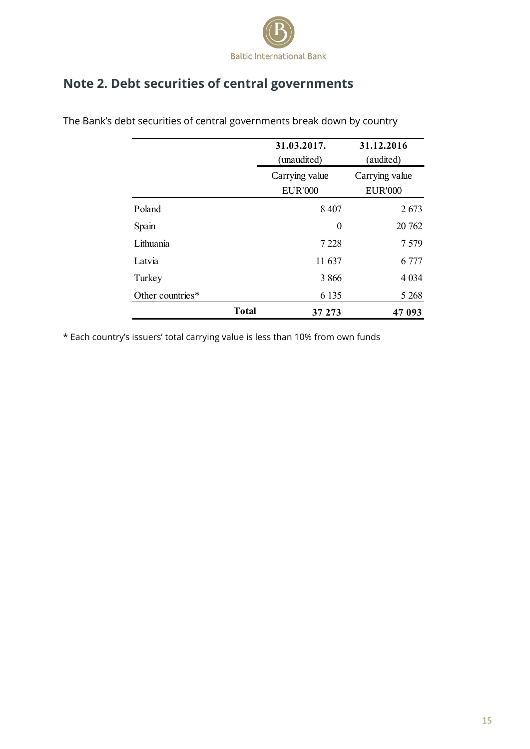## Note 2. Debt securities of central governments

The Bank's debt securities of central governments break down by country

| | 31.03.2017. (unaudited) | 31.12.2016 (audited) |
|---|---|---|
| | Carrying value | Carrying value |
| | EUR'000 | EUR'000 |
| Poland | 8 407 | 2 673 |
| Spain | 0 | 20 762 |
| Lithuania | 7 228 | 7 579 |
| Latvia | 11 637 | 6 777 |
| Turkey | 3 866 | 4 034 |
| Other countries* | 6 135 | 5 268 |
| **Total** | **37 273** | **47 093** |

* Each country's issuers' total carrying value is less than 10% from own funds